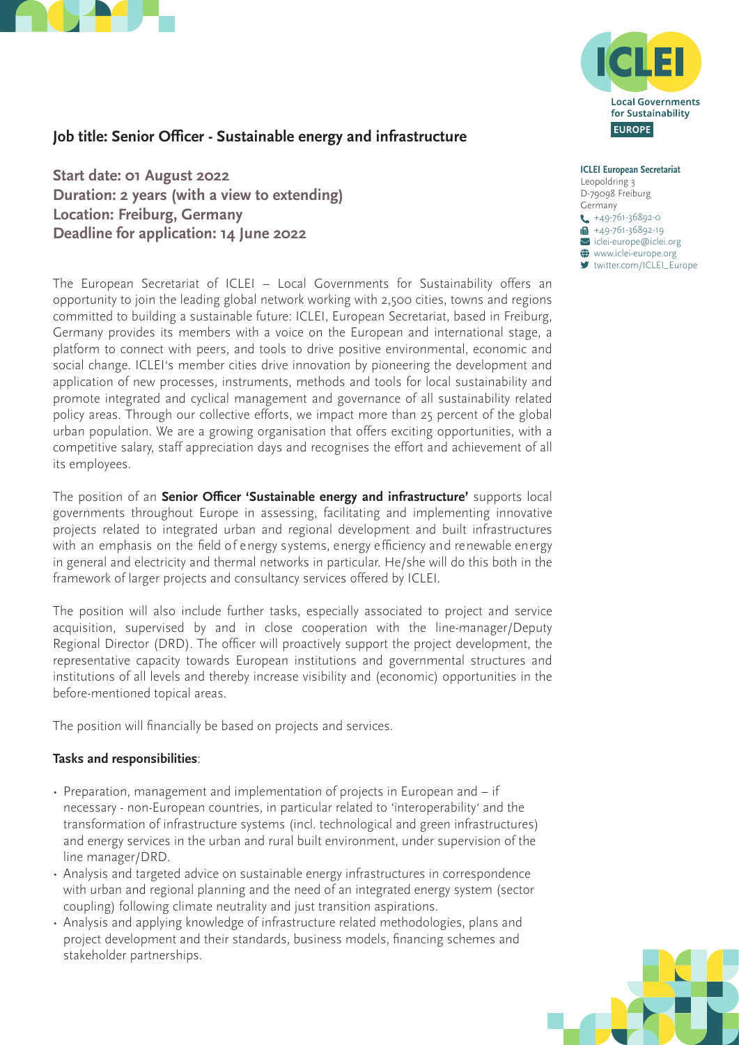ICLEI Local Governments for Sustainability EUROPE

**ICLEI European Secretariat**
Leopoldring 3
D-79098 Freiburg
Germany
+49-761-36892-0
+49-761-36892-19
iclei-europe@iclei.org
www.iclei-europe.org
twitter.com/ICLEI_Europe

## Job title: Senior Officer - Sustainable energy and infrastructure

**Start date: 01 August 2022**
**Duration: 2 years (with a view to extending)**
**Location: Freiburg, Germany**
**Deadline for application: 14 June 2022**

The European Secretariat of ICLEI – Local Governments for Sustainability offers an opportunity to join the leading global network working with 2,500 cities, towns and regions committed to building a sustainable future: ICLEI, European Secretariat, based in Freiburg, Germany provides its members with a voice on the European and international stage, a platform to connect with peers, and tools to drive positive environmental, economic and social change. ICLEI's member cities drive innovation by pioneering the development and application of new processes, instruments, methods and tools for local sustainability and promote integrated and cyclical management and governance of all sustainability related policy areas. Through our collective efforts, we impact more than 25 percent of the global urban population. We are a growing organisation that offers exciting opportunities, with a competitive salary, staff appreciation days and recognises the effort and achievement of all its employees.

The position of an **Senior Officer 'Sustainable energy and infrastructure'** supports local governments throughout Europe in assessing, facilitating and implementing innovative projects related to integrated urban and regional development and built infrastructures with an emphasis on the field of energy systems, energy efficiency and renewable energy in general and electricity and thermal networks in particular. He/she will do this both in the framework of larger projects and consultancy services offered by ICLEI.

The position will also include further tasks, especially associated to project and service acquisition, supervised by and in close cooperation with the line-manager/Deputy Regional Director (DRD). The officer will proactively support the project development, the representative capacity towards European institutions and governmental structures and institutions of all levels and thereby increase visibility and (economic) opportunities in the before-mentioned topical areas.

The position will financially be based on projects and services.

**Tasks and responsibilities**:

- Preparation, management and implementation of projects in European and – if necessary - non-European countries, in particular related to 'interoperability' and the transformation of infrastructure systems (incl. technological and green infrastructures) and energy services in the urban and rural built environment, under supervision of the line manager/DRD.
- Analysis and targeted advice on sustainable energy infrastructures in correspondence with urban and regional planning and the need of an integrated energy system (sector coupling) following climate neutrality and just transition aspirations.
- Analysis and applying knowledge of infrastructure related methodologies, plans and project development and their standards, business models, financing schemes and stakeholder partnerships.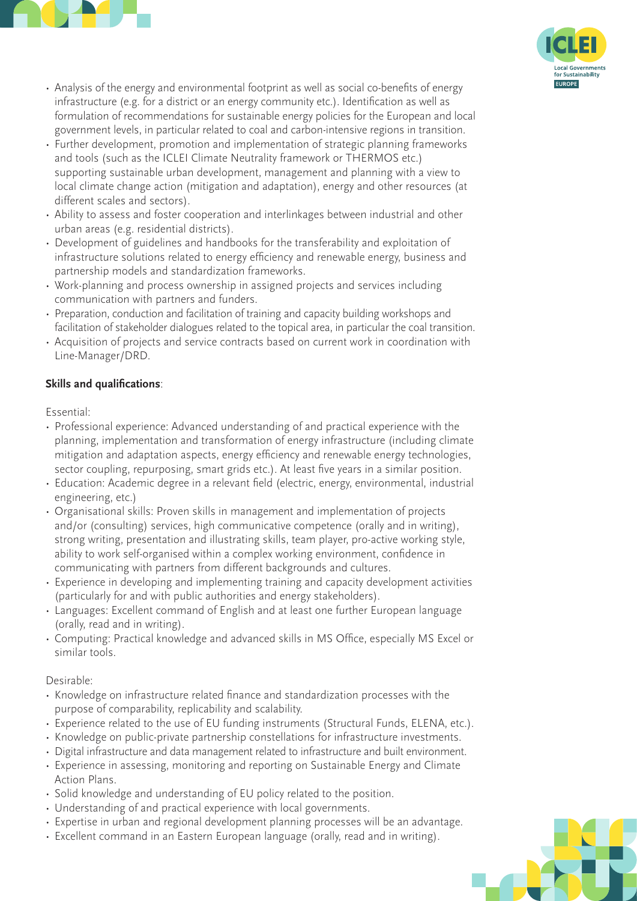- Analysis of the energy and environmental footprint as well as social co-benefits of energy infrastructure (e.g. for a district or an energy community etc.). Identification as well as formulation of recommendations for sustainable energy policies for the European and local government levels, in particular related to coal and carbon-intensive regions in transition.
- Further development, promotion and implementation of strategic planning frameworks and tools (such as the ICLEI Climate Neutrality framework or THERMOS etc.) supporting sustainable urban development, management and planning with a view to local climate change action (mitigation and adaptation), energy and other resources (at different scales and sectors).
- Ability to assess and foster cooperation and interlinkages between industrial and other urban areas (e.g. residential districts).
- Development of guidelines and handbooks for the transferability and exploitation of infrastructure solutions related to energy efficiency and renewable energy, business and partnership models and standardization frameworks.
- Work-planning and process ownership in assigned projects and services including communication with partners and funders.
- Preparation, conduction and facilitation of training and capacity building workshops and facilitation of stakeholder dialogues related to the topical area, in particular the coal transition.
- Acquisition of projects and service contracts based on current work in coordination with Line-Manager/DRD.

**Skills and qualifications**:

Essential:

- Professional experience: Advanced understanding of and practical experience with the planning, implementation and transformation of energy infrastructure (including climate mitigation and adaptation aspects, energy efficiency and renewable energy technologies, sector coupling, repurposing, smart grids etc.). At least five years in a similar position.
- Education: Academic degree in a relevant field (electric, energy, environmental, industrial engineering, etc.)
- Organisational skills: Proven skills in management and implementation of projects and/or (consulting) services, high communicative competence (orally and in writing), strong writing, presentation and illustrating skills, team player, pro-active working style, ability to work self-organised within a complex working environment, confidence in communicating with partners from different backgrounds and cultures.
- Experience in developing and implementing training and capacity development activities (particularly for and with public authorities and energy stakeholders).
- Languages: Excellent command of English and at least one further European language (orally, read and in writing).
- Computing: Practical knowledge and advanced skills in MS Office, especially MS Excel or similar tools.

Desirable:

- Knowledge on infrastructure related finance and standardization processes with the purpose of comparability, replicability and scalability.
- Experience related to the use of EU funding instruments (Structural Funds, ELENA, etc.).
- Knowledge on public-private partnership constellations for infrastructure investments.
- Digital infrastructure and data management related to infrastructure and built environment.
- Experience in assessing, monitoring and reporting on Sustainable Energy and Climate Action Plans.
- Solid knowledge and understanding of EU policy related to the position.
- Understanding of and practical experience with local governments.
- Expertise in urban and regional development planning processes will be an advantage.
- Excellent command in an Eastern European language (orally, read and in writing).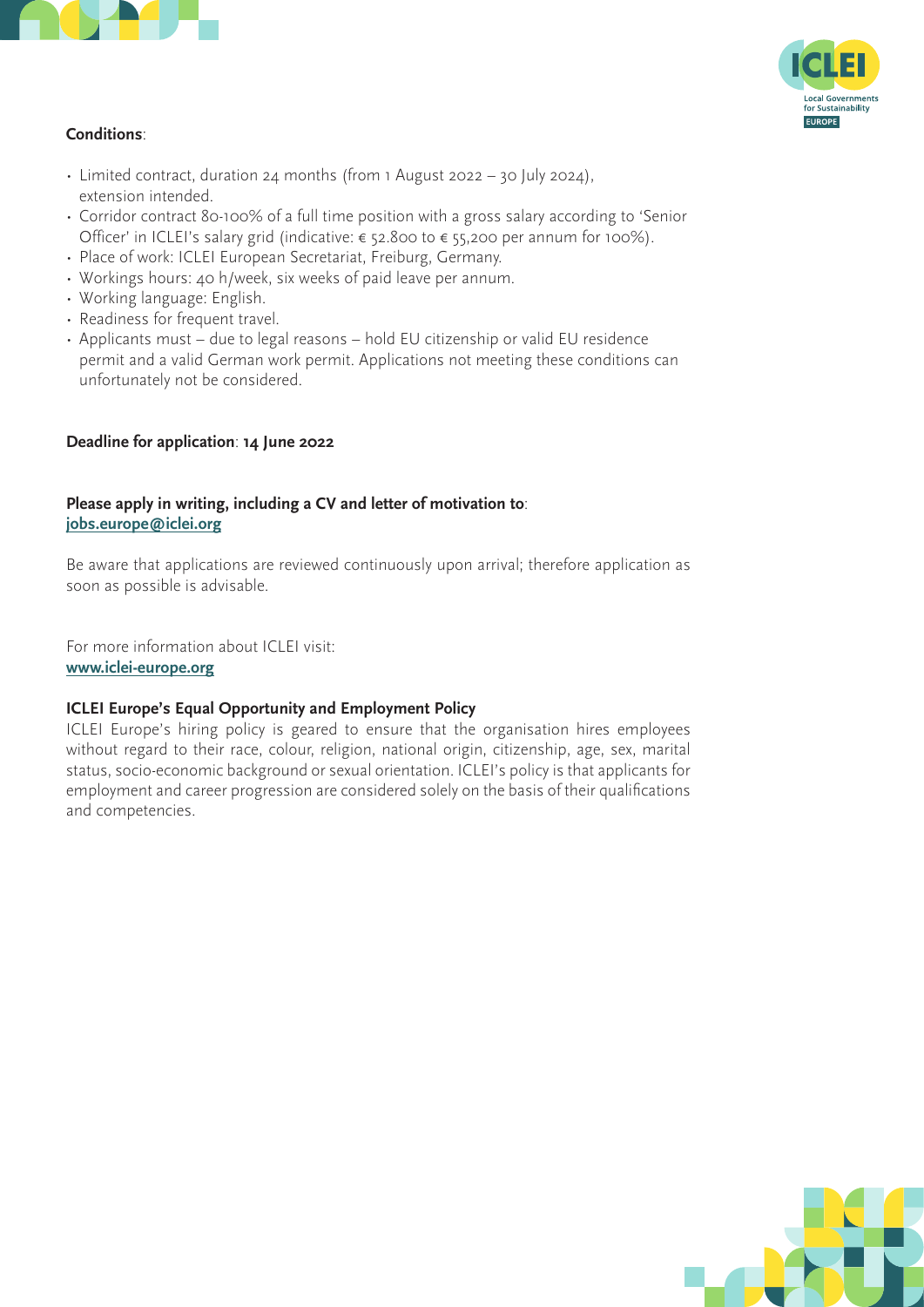**Conditions**:

- Limited contract, duration 24 months (from 1 August 2022 – 30 July 2024), extension intended.
- Corridor contract 80-100% of a full time position with a gross salary according to 'Senior Officer' in ICLEI's salary grid (indicative: € 52.800 to € 55,200 per annum for 100%).
- Place of work: ICLEI European Secretariat, Freiburg, Germany.
- Workings hours: 40 h/week, six weeks of paid leave per annum.
- Working language: English.
- Readiness for frequent travel.
- Applicants must – due to legal reasons – hold EU citizenship or valid EU residence permit and a valid German work permit. Applications not meeting these conditions can unfortunately not be considered.

**Deadline for application**: **14 June 2022**

**Please apply in writing, including a CV and letter of motivation to**:
**jobs.europe@iclei.org**

Be aware that applications are reviewed continuously upon arrival; therefore application as soon as possible is advisable.

For more information about ICLEI visit:
**www.iclei-europe.org**

**ICLEI Europe's Equal Opportunity and Employment Policy**
ICLEI Europe's hiring policy is geared to ensure that the organisation hires employees without regard to their race, colour, religion, national origin, citizenship, age, sex, marital status, socio-economic background or sexual orientation. ICLEI's policy is that applicants for employment and career progression are considered solely on the basis of their qualifications and competencies.